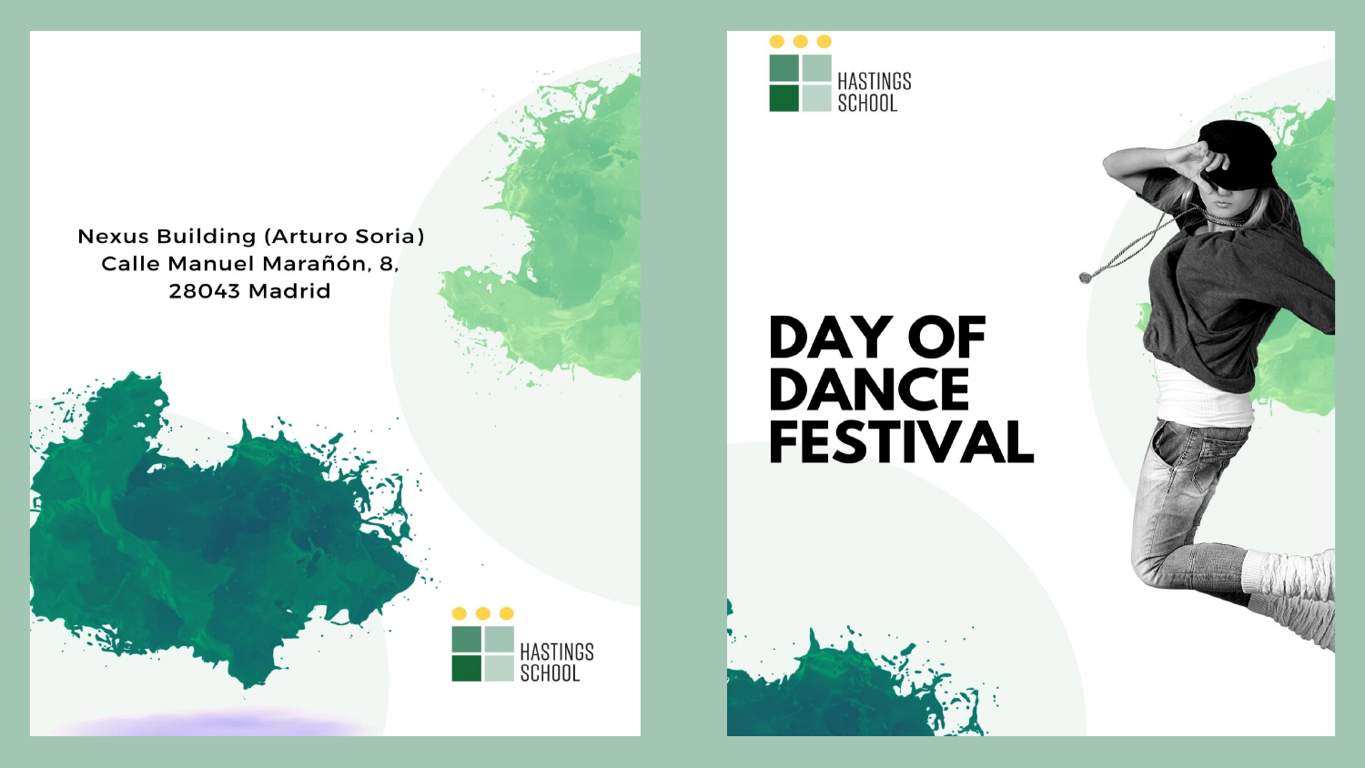Nexus Building (Arturo Soria)
Calle Manuel Marañón, 8,
28043 Madrid

HASTINGS SCHOOL

HASTINGS SCHOOL

# DAY OF DANCE FESTIVAL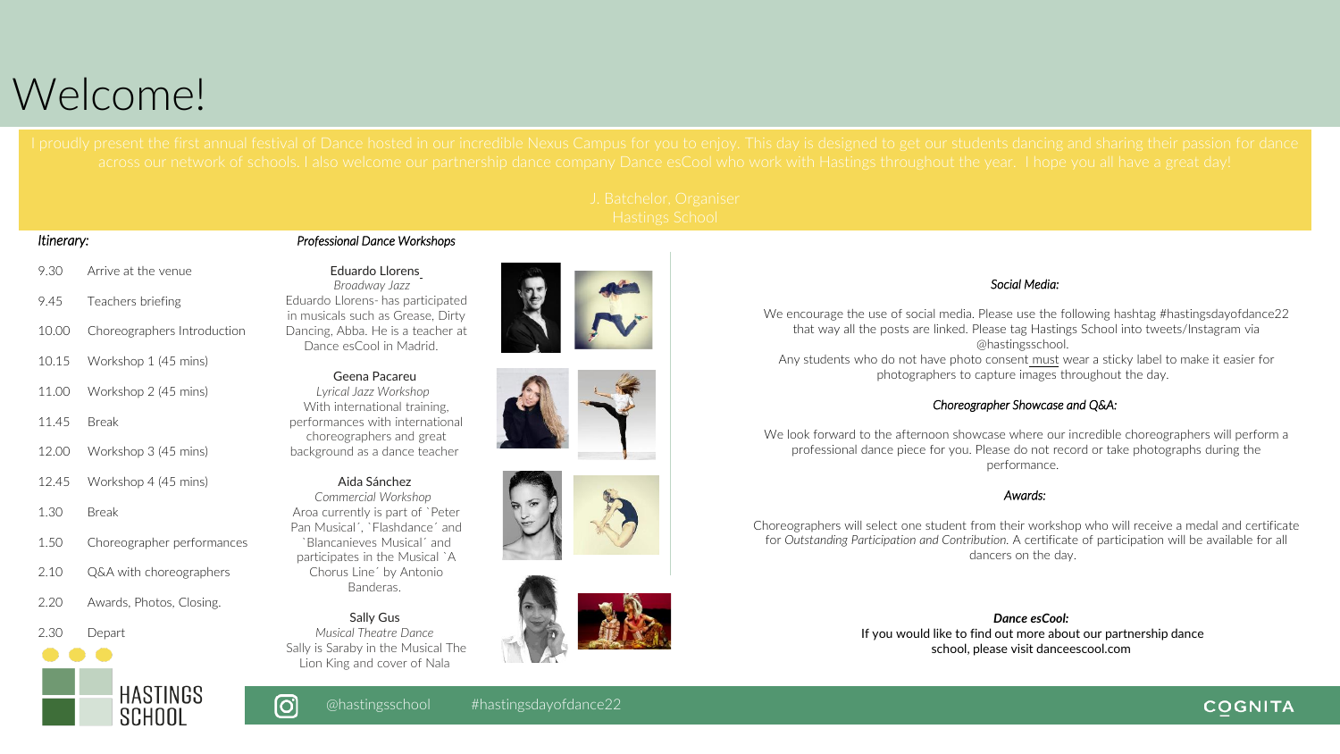# Welcome!

I proudly present the first annual festival of Dance hosted in our incredible Nexus Campus for you to enjoy. This day is designed to get our students dancing and sharing their passion for dance across our network of schools. I also welcome our partnership dance company Dance esCool who work with Hastings throughout the year. I hope you all have a great day!

J. Batchelor, Organiser
Hastings School

*Itinerary:*

| | |
|---|---|
| 9.30 | Arrive at the venue |
| 9.45 | Teachers briefing |
| 10.00 | Choreographers Introduction |
| 10.15 | Workshop 1 (45 mins) |
| 11.00 | Workshop 2 (45 mins) |
| 11.45 | Break |
| 12.00 | Workshop 3 (45 mins) |
| 12.45 | Workshop 4 (45 mins) |
| 1.30 | Break |
| 1.50 | Choreographer performances |
| 2.10 | Q&A with choreographers |
| 2.20 | Awards, Photos, Closing. |
| 2.30 | Depart |

*Professional Dance Workshops*

Eduardo Llorens
*Broadway Jazz*
Eduardo Llorens- has participated in musicals such as Grease, Dirty Dancing, Abba. He is a teacher at Dance esCool in Madrid.

Geena Pacareu
*Lyrical Jazz Workshop*
With international training, performances with international choreographers and great background as a dance teacher

Aida Sánchez
*Commercial Workshop*
Aroa currently is part of `Peter Pan Musical´, `Flashdance´ and `Blancanieves Musical´ and participates in the Musical `A Chorus Line´ by Antonio Banderas.

Sally Gus
*Musical Theatre Dance*
Sally is Saraby in the Musical The Lion King and cover of Nala

*Social Media:*

We encourage the use of social media. Please use the following hashtag #hastingsdayofdance22 that way all the posts are linked. Please tag Hastings School into tweets/Instagram via @hastingsschool.
Any students who do not have photo consent must wear a sticky label to make it easier for photographers to capture images throughout the day.

*Choreographer Showcase and Q&A:*

We look forward to the afternoon showcase where our incredible choreographers will perform a professional dance piece for you. Please do not record or take photographs during the performance.

*Awards:*

Choreographers will select one student from their workshop who will receive a medal and certificate for *Outstanding Participation and Contribution.* A certificate of participation will be available for all dancers on the day.

***Dance esCool:***
If you would like to find out more about our partnership dance school, please visit danceescool.com

HASTINGS SCHOOL

@hastingsschool #hastingsdayofdance22

COGNITA